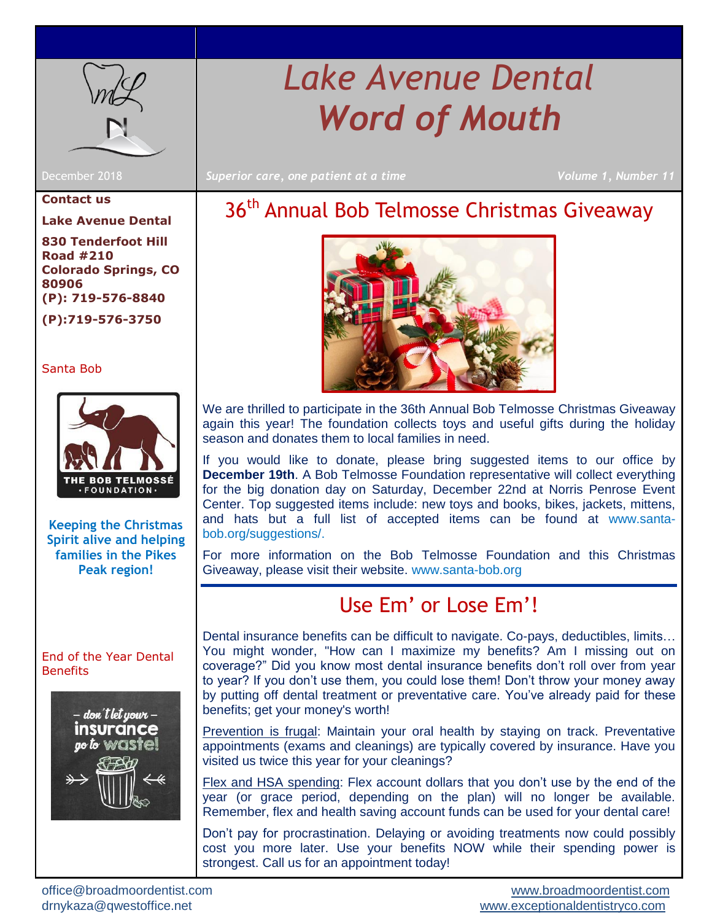# Lake Avenue Dental Word of Mouth

December 2018

*Superior care, one patient at a time*

*Volume 1, Number 11*

**Contact us**

**Lake Avenue Dental**

**830 Tenderfoot Hill Road #210**
**Colorado Springs, CO 80906**
**(P): 719-576-8840**

**(P):719-576-3750**

Santa Bob

**Keeping the Christmas Spirit alive and helping families in the Pikes Peak region!**

End of the Year Dental Benefits

## 36th Annual Bob Telmosse Christmas Giveaway

We are thrilled to participate in the 36th Annual Bob Telmosse Christmas Giveaway again this year! The foundation collects toys and useful gifts during the holiday season and donates them to local families in need.

If you would like to donate, please bring suggested items to our office by **December 19th**. A Bob Telmosse Foundation representative will collect everything for the big donation day on Saturday, December 22nd at Norris Penrose Event Center. Top suggested items include: new toys and books, bikes, jackets, mittens, and hats but a full list of accepted items can be found at www.santa-bob.org/suggestions/.

For more information on the Bob Telmosse Foundation and this Christmas Giveaway, please visit their website. www.santa-bob.org

## Use Em' or Lose Em'!

Dental insurance benefits can be difficult to navigate. Co-pays, deductibles, limits… You might wonder, "How can I maximize my benefits? Am I missing out on coverage?" Did you know most dental insurance benefits don't roll over from year to year? If you don't use them, you could lose them! Don't throw your money away by putting off dental treatment or preventative care. You've already paid for these benefits; get your money's worth!

Prevention is frugal: Maintain your oral health by staying on track. Preventative appointments (exams and cleanings) are typically covered by insurance. Have you visited us twice this year for your cleanings?

Flex and HSA spending: Flex account dollars that you don't use by the end of the year (or grace period, depending on the plan) will no longer be available. Remember, flex and health saving account funds can be used for your dental care!

Don't pay for procrastination. Delaying or avoiding treatments now could possibly cost you more later. Use your benefits NOW while their spending power is strongest. Call us for an appointment today!

office@broadmoordentist.com
drnykaza@qwestoffice.net

www.broadmoordentist.com
www.exceptionaldentistryco.com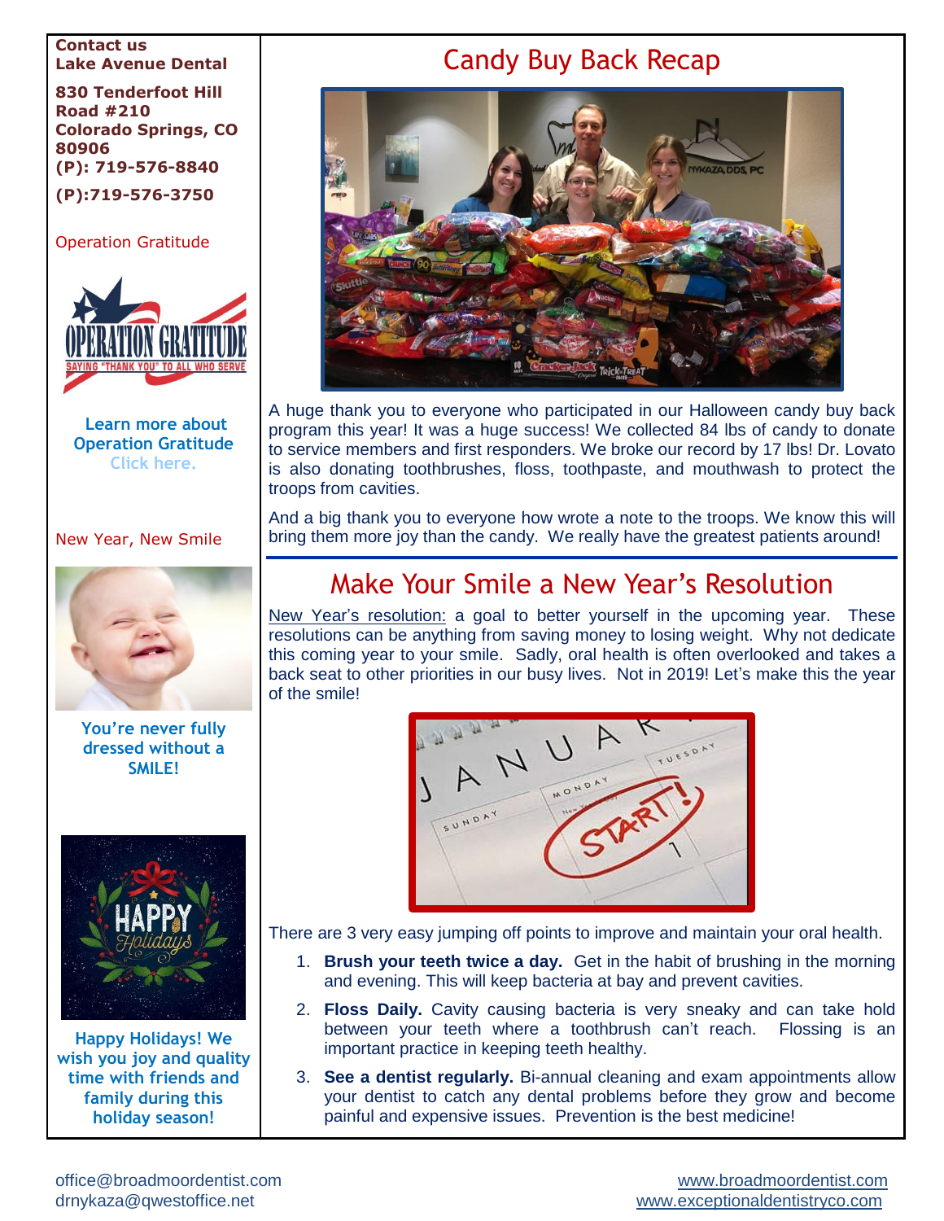**Contact us**
**Lake Avenue Dental**

**830 Tenderfoot Hill Road #210**
**Colorado Springs, CO 80906**
**(P): 719-576-8840**

**(P):719-576-3750**

Operation Gratitude

**Learn more about Operation Gratitude**
**Click here.**

New Year, New Smile

**You're never fully dressed without a SMILE!**

**Happy Holidays! We wish you joy and quality time with friends and family during this holiday season!**

# Candy Buy Back Recap

A huge thank you to everyone who participated in our Halloween candy buy back program this year! It was a huge success! We collected 84 lbs of candy to donate to service members and first responders. We broke our record by 17 lbs! Dr. Lovato is also donating toothbrushes, floss, toothpaste, and mouthwash to protect the troops from cavities.

And a big thank you to everyone how wrote a note to the troops. We know this will bring them more joy than the candy. We really have the greatest patients around!

# Make Your Smile a New Year's Resolution

New Year's resolution: a goal to better yourself in the upcoming year. These resolutions can be anything from saving money to losing weight. Why not dedicate this coming year to your smile. Sadly, oral health is often overlooked and takes a back seat to other priorities in our busy lives. Not in 2019! Let's make this the year of the smile!

There are 3 very easy jumping off points to improve and maintain your oral health.

1. **Brush your teeth twice a day.** Get in the habit of brushing in the morning and evening. This will keep bacteria at bay and prevent cavities.
2. **Floss Daily.** Cavity causing bacteria is very sneaky and can take hold between your teeth where a toothbrush can't reach. Flossing is an important practice in keeping teeth healthy.
3. **See a dentist regularly.** Bi-annual cleaning and exam appointments allow your dentist to catch any dental problems before they grow and become painful and expensive issues. Prevention is the best medicine!

office@broadmoordentist.com
drnykaza@qwestoffice.net

www.broadmoordentist.com
www.exceptionaldentistryco.com